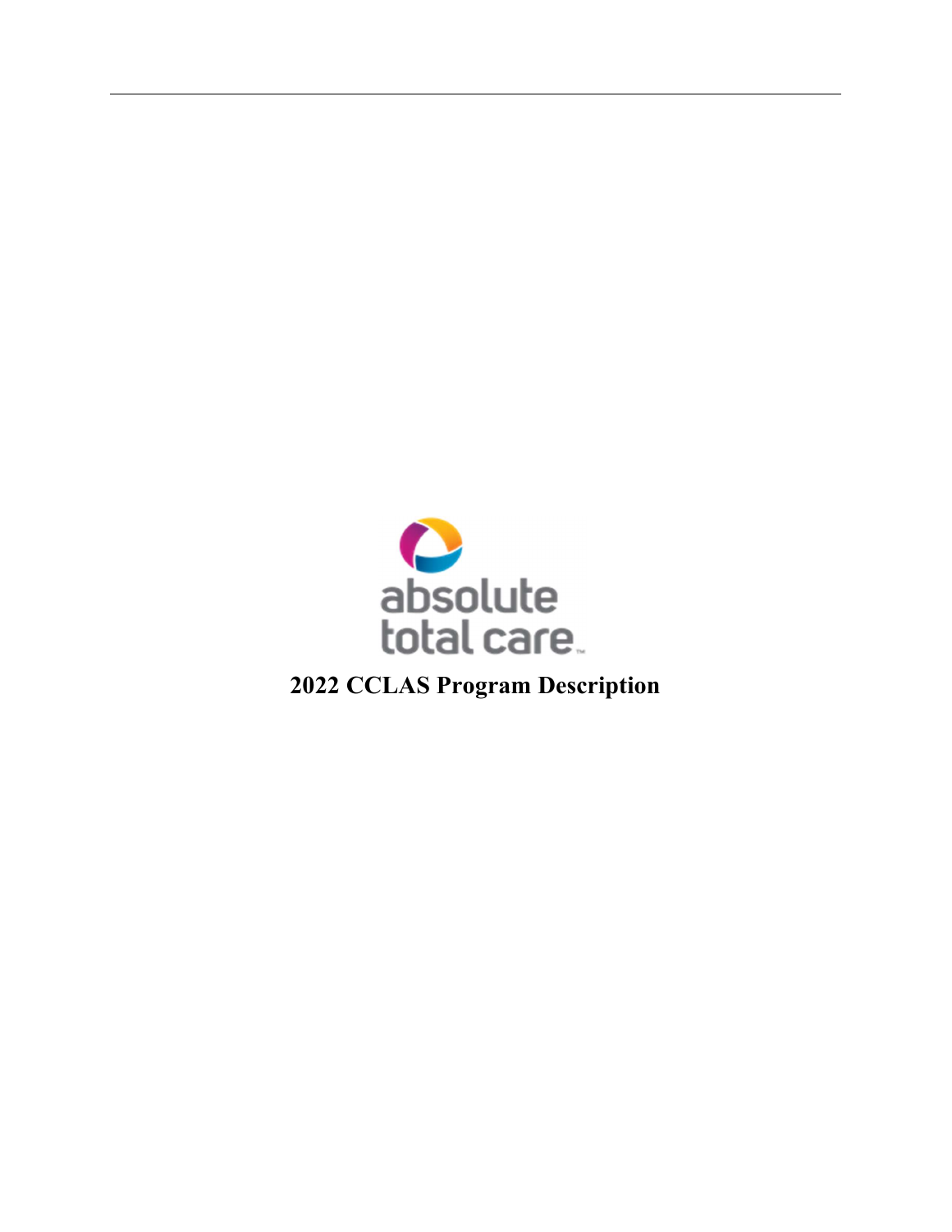absolute total care

# 2022 CCLAS Program Description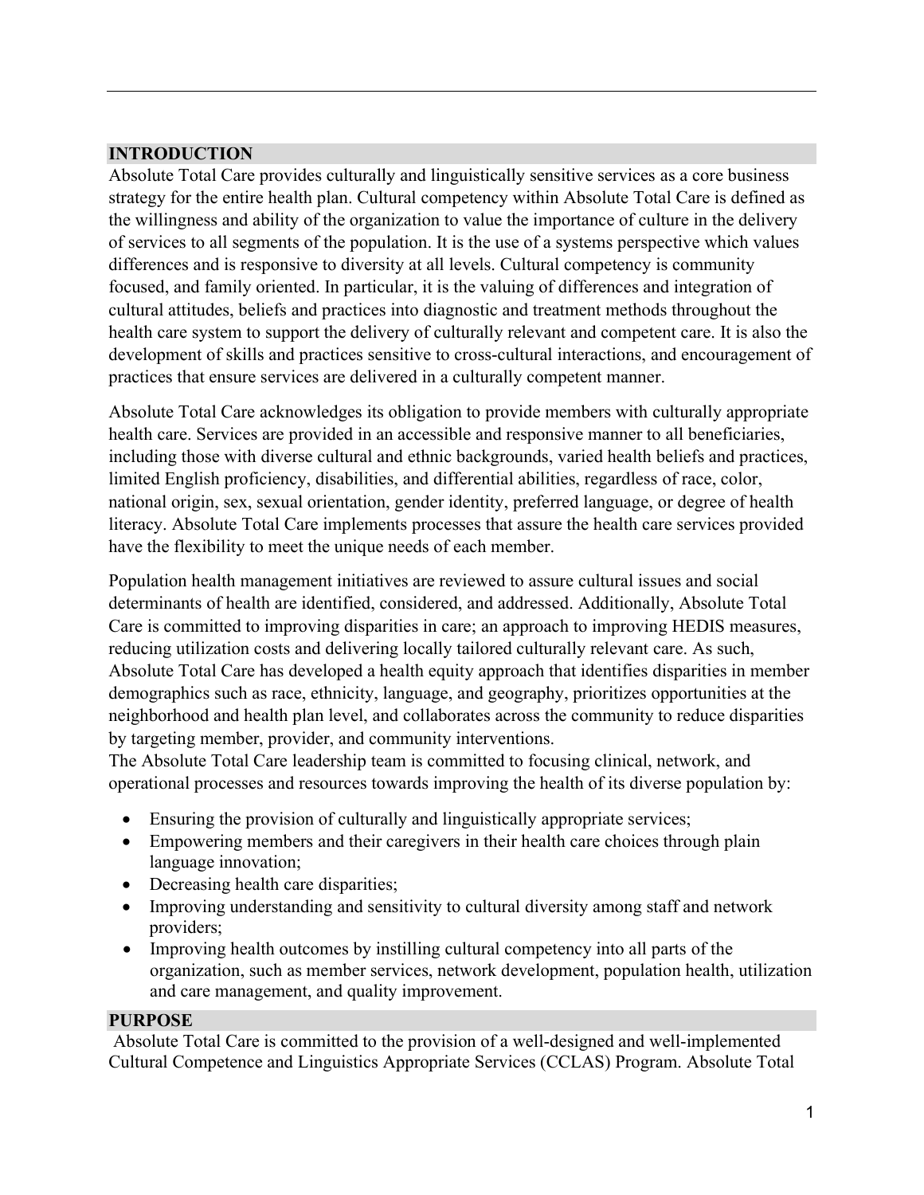## INTRODUCTION

Absolute Total Care provides culturally and linguistically sensitive services as a core business strategy for the entire health plan. Cultural competency within Absolute Total Care is defined as the willingness and ability of the organization to value the importance of culture in the delivery of services to all segments of the population. It is the use of a systems perspective which values differences and is responsive to diversity at all levels. Cultural competency is community focused, and family oriented. In particular, it is the valuing of differences and integration of cultural attitudes, beliefs and practices into diagnostic and treatment methods throughout the health care system to support the delivery of culturally relevant and competent care. It is also the development of skills and practices sensitive to cross-cultural interactions, and encouragement of practices that ensure services are delivered in a culturally competent manner.

Absolute Total Care acknowledges its obligation to provide members with culturally appropriate health care. Services are provided in an accessible and responsive manner to all beneficiaries, including those with diverse cultural and ethnic backgrounds, varied health beliefs and practices, limited English proficiency, disabilities, and differential abilities, regardless of race, color, national origin, sex, sexual orientation, gender identity, preferred language, or degree of health literacy. Absolute Total Care implements processes that assure the health care services provided have the flexibility to meet the unique needs of each member.

Population health management initiatives are reviewed to assure cultural issues and social determinants of health are identified, considered, and addressed. Additionally, Absolute Total Care is committed to improving disparities in care; an approach to improving HEDIS measures, reducing utilization costs and delivering locally tailored culturally relevant care. As such, Absolute Total Care has developed a health equity approach that identifies disparities in member demographics such as race, ethnicity, language, and geography, prioritizes opportunities at the neighborhood and health plan level, and collaborates across the community to reduce disparities by targeting member, provider, and community interventions.

The Absolute Total Care leadership team is committed to focusing clinical, network, and operational processes and resources towards improving the health of its diverse population by:

- Ensuring the provision of culturally and linguistically appropriate services;
- Empowering members and their caregivers in their health care choices through plain language innovation;
- Decreasing health care disparities;
- Improving understanding and sensitivity to cultural diversity among staff and network providers;
- Improving health outcomes by instilling cultural competency into all parts of the organization, such as member services, network development, population health, utilization and care management, and quality improvement.

## PURPOSE

Absolute Total Care is committed to the provision of a well-designed and well-implemented Cultural Competence and Linguistics Appropriate Services (CCLAS) Program. Absolute Total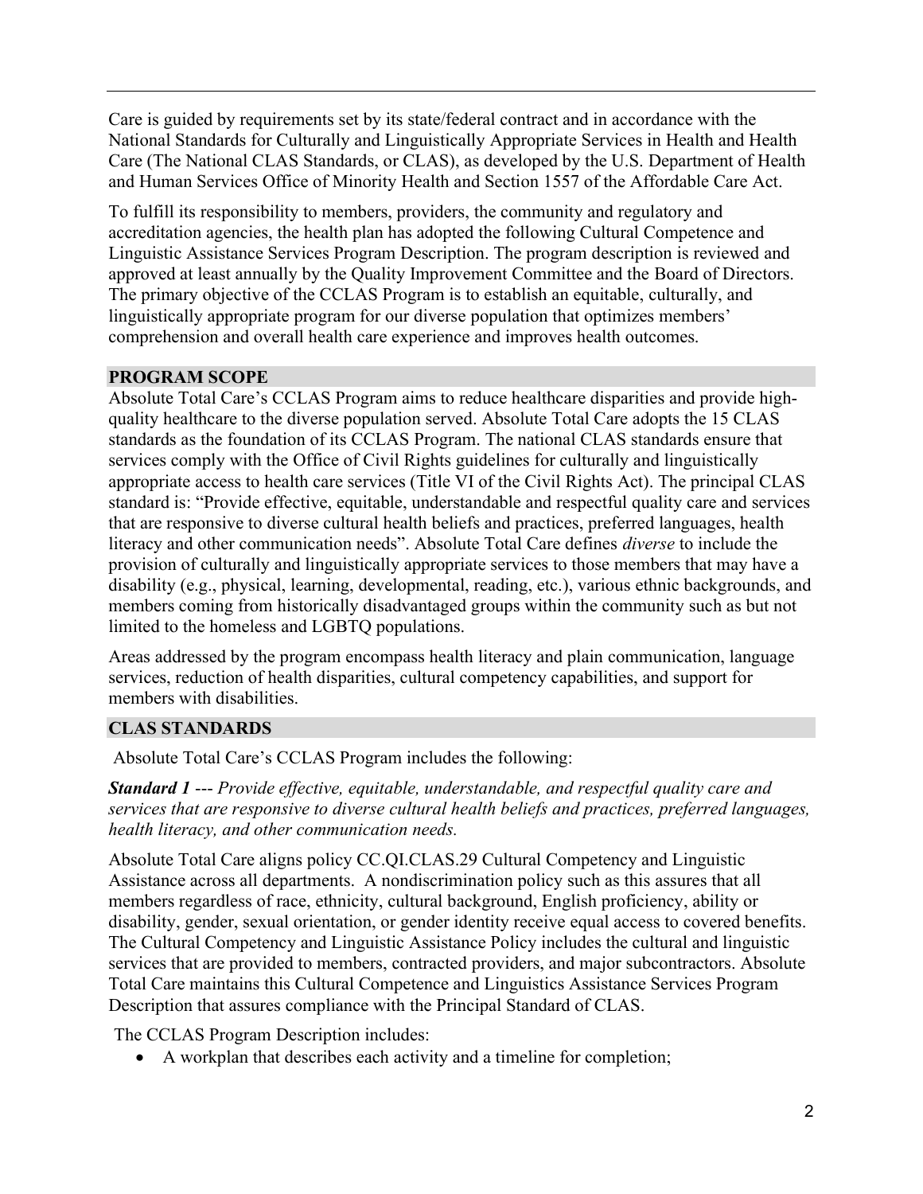Care is guided by requirements set by its state/federal contract and in accordance with the National Standards for Culturally and Linguistically Appropriate Services in Health and Health Care (The National CLAS Standards, or CLAS), as developed by the U.S. Department of Health and Human Services Office of Minority Health and Section 1557 of the Affordable Care Act.

To fulfill its responsibility to members, providers, the community and regulatory and accreditation agencies, the health plan has adopted the following Cultural Competence and Linguistic Assistance Services Program Description. The program description is reviewed and approved at least annually by the Quality Improvement Committee and the Board of Directors. The primary objective of the CCLAS Program is to establish an equitable, culturally, and linguistically appropriate program for our diverse population that optimizes members' comprehension and overall health care experience and improves health outcomes.

## PROGRAM SCOPE

Absolute Total Care's CCLAS Program aims to reduce healthcare disparities and provide high-quality healthcare to the diverse population served. Absolute Total Care adopts the 15 CLAS standards as the foundation of its CCLAS Program. The national CLAS standards ensure that services comply with the Office of Civil Rights guidelines for culturally and linguistically appropriate access to health care services (Title VI of the Civil Rights Act). The principal CLAS standard is: "Provide effective, equitable, understandable and respectful quality care and services that are responsive to diverse cultural health beliefs and practices, preferred languages, health literacy and other communication needs". Absolute Total Care defines *diverse* to include the provision of culturally and linguistically appropriate services to those members that may have a disability (e.g., physical, learning, developmental, reading, etc.), various ethnic backgrounds, and members coming from historically disadvantaged groups within the community such as but not limited to the homeless and LGBTQ populations.

Areas addressed by the program encompass health literacy and plain communication, language services, reduction of health disparities, cultural competency capabilities, and support for members with disabilities.

## CLAS STANDARDS

Absolute Total Care's CCLAS Program includes the following:

***Standard 1*** --- *Provide effective, equitable, understandable, and respectful quality care and services that are responsive to diverse cultural health beliefs and practices, preferred languages, health literacy, and other communication needs.*

Absolute Total Care aligns policy CC.QI.CLAS.29 Cultural Competency and Linguistic Assistance across all departments. A nondiscrimination policy such as this assures that all members regardless of race, ethnicity, cultural background, English proficiency, ability or disability, gender, sexual orientation, or gender identity receive equal access to covered benefits. The Cultural Competency and Linguistic Assistance Policy includes the cultural and linguistic services that are provided to members, contracted providers, and major subcontractors. Absolute Total Care maintains this Cultural Competence and Linguistics Assistance Services Program Description that assures compliance with the Principal Standard of CLAS.

The CCLAS Program Description includes:

- A workplan that describes each activity and a timeline for completion;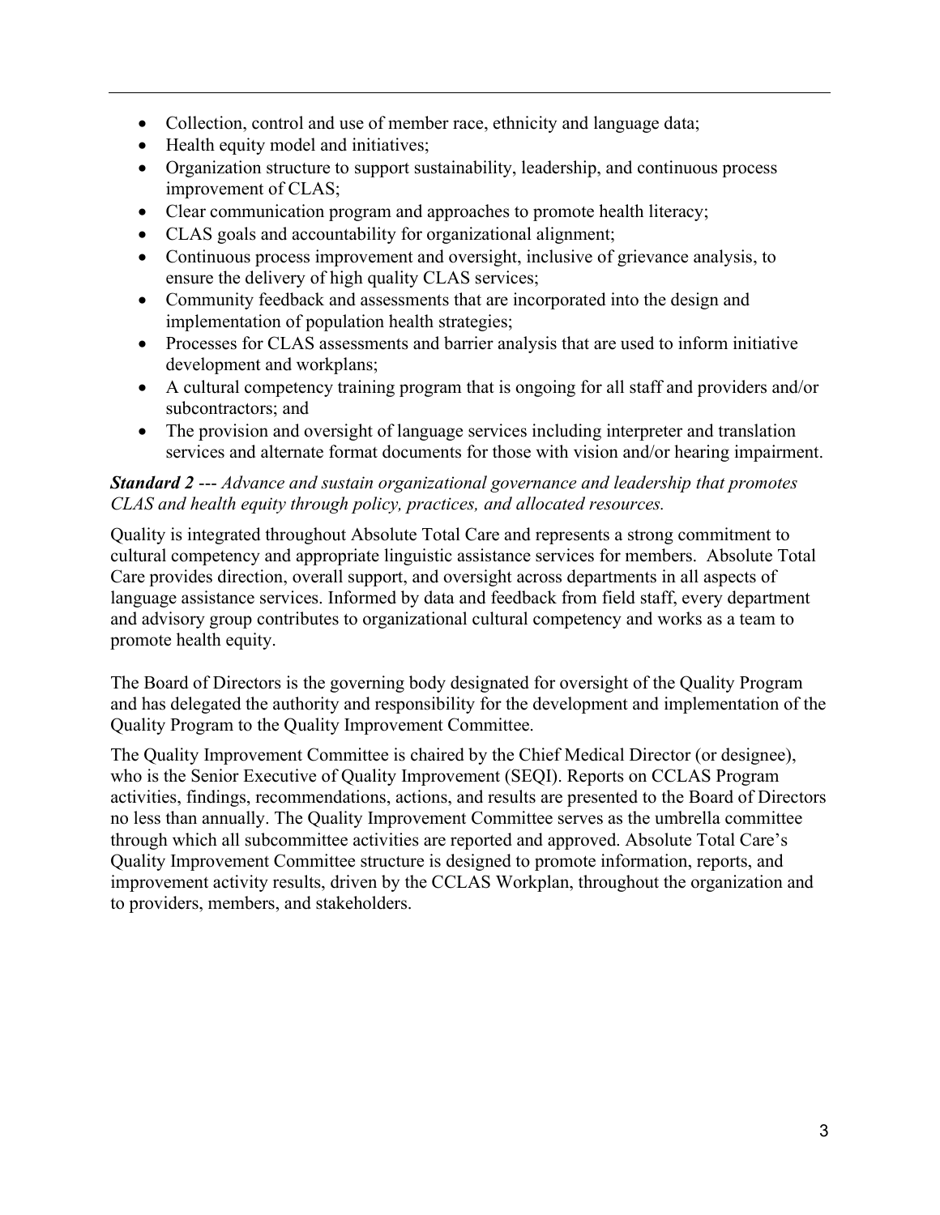- Collection, control and use of member race, ethnicity and language data;
- Health equity model and initiatives;
- Organization structure to support sustainability, leadership, and continuous process improvement of CLAS;
- Clear communication program and approaches to promote health literacy;
- CLAS goals and accountability for organizational alignment;
- Continuous process improvement and oversight, inclusive of grievance analysis, to ensure the delivery of high quality CLAS services;
- Community feedback and assessments that are incorporated into the design and implementation of population health strategies;
- Processes for CLAS assessments and barrier analysis that are used to inform initiative development and workplans;
- A cultural competency training program that is ongoing for all staff and providers and/or subcontractors; and
- The provision and oversight of language services including interpreter and translation services and alternate format documents for those with vision and/or hearing impairment.

***Standard 2*** --- *Advance and sustain organizational governance and leadership that promotes CLAS and health equity through policy, practices, and allocated resources.*

Quality is integrated throughout Absolute Total Care and represents a strong commitment to cultural competency and appropriate linguistic assistance services for members. Absolute Total Care provides direction, overall support, and oversight across departments in all aspects of language assistance services. Informed by data and feedback from field staff, every department and advisory group contributes to organizational cultural competency and works as a team to promote health equity.

The Board of Directors is the governing body designated for oversight of the Quality Program and has delegated the authority and responsibility for the development and implementation of the Quality Program to the Quality Improvement Committee.

The Quality Improvement Committee is chaired by the Chief Medical Director (or designee), who is the Senior Executive of Quality Improvement (SEQI). Reports on CCLAS Program activities, findings, recommendations, actions, and results are presented to the Board of Directors no less than annually. The Quality Improvement Committee serves as the umbrella committee through which all subcommittee activities are reported and approved. Absolute Total Care's Quality Improvement Committee structure is designed to promote information, reports, and improvement activity results, driven by the CCLAS Workplan, throughout the organization and to providers, members, and stakeholders.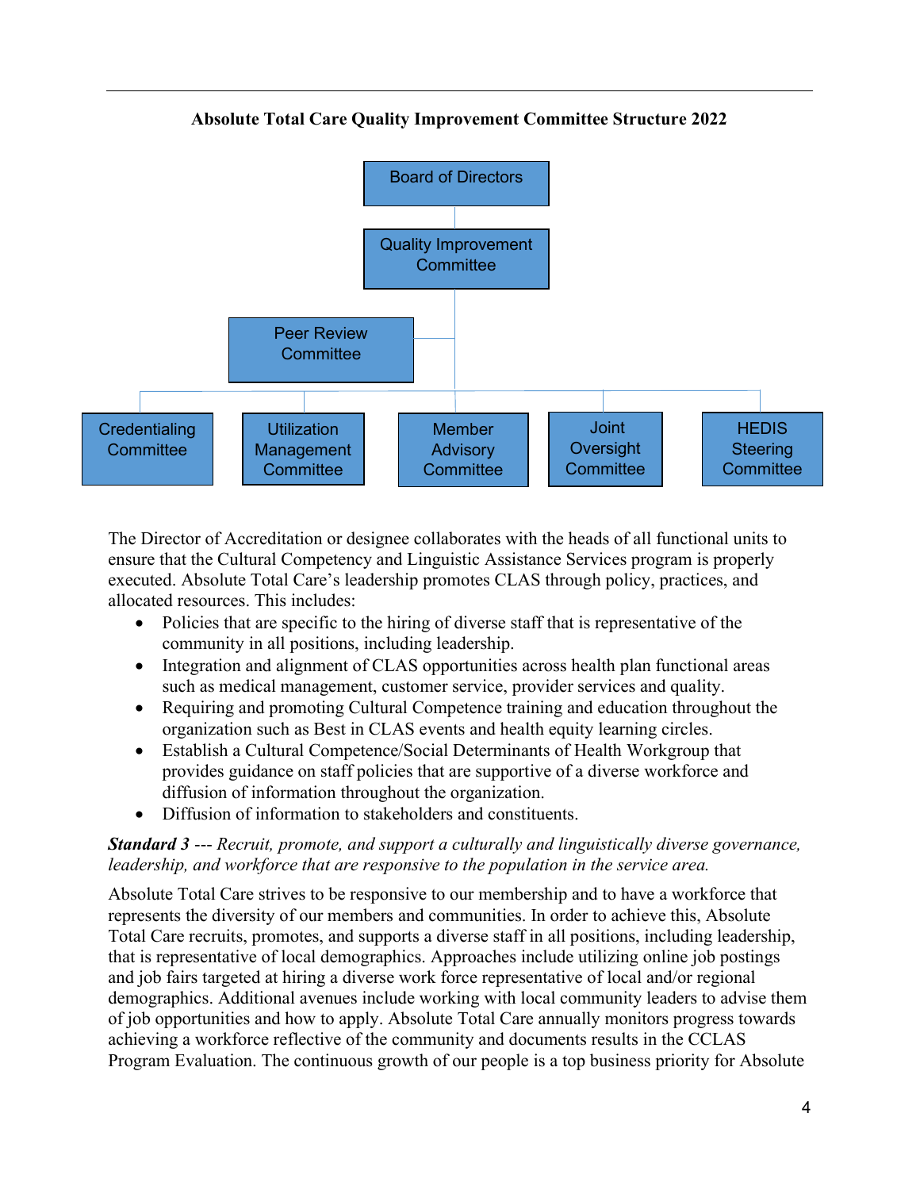**Absolute Total Care Quality Improvement Committee Structure 2022**

- Board of Directors
  - Quality Improvement Committee
    - Peer Review Committee
    - Credentialing Committee
    - Utilization Management Committee
    - Member Advisory Committee
    - Joint Oversight Committee
    - HEDIS Steering Committee

The Director of Accreditation or designee collaborates with the heads of all functional units to ensure that the Cultural Competency and Linguistic Assistance Services program is properly executed. Absolute Total Care's leadership promotes CLAS through policy, practices, and allocated resources. This includes:

- Policies that are specific to the hiring of diverse staff that is representative of the community in all positions, including leadership.
- Integration and alignment of CLAS opportunities across health plan functional areas such as medical management, customer service, provider services and quality.
- Requiring and promoting Cultural Competence training and education throughout the organization such as Best in CLAS events and health equity learning circles.
- Establish a Cultural Competence/Social Determinants of Health Workgroup that provides guidance on staff policies that are supportive of a diverse workforce and diffusion of information throughout the organization.
- Diffusion of information to stakeholders and constituents.

***Standard 3*** --- *Recruit, promote, and support a culturally and linguistically diverse governance, leadership, and workforce that are responsive to the population in the service area.*

Absolute Total Care strives to be responsive to our membership and to have a workforce that represents the diversity of our members and communities. In order to achieve this, Absolute Total Care recruits, promotes, and supports a diverse staff in all positions, including leadership, that is representative of local demographics. Approaches include utilizing online job postings and job fairs targeted at hiring a diverse work force representative of local and/or regional demographics. Additional avenues include working with local community leaders to advise them of job opportunities and how to apply. Absolute Total Care annually monitors progress towards achieving a workforce reflective of the community and documents results in the CCLAS Program Evaluation. The continuous growth of our people is a top business priority for Absolute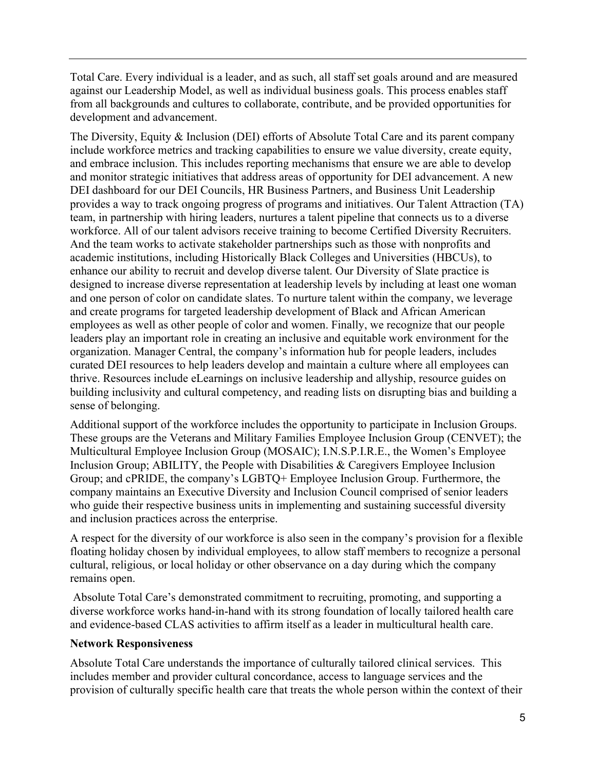Total Care. Every individual is a leader, and as such, all staff set goals around and are measured against our Leadership Model, as well as individual business goals. This process enables staff from all backgrounds and cultures to collaborate, contribute, and be provided opportunities for development and advancement.

The Diversity, Equity & Inclusion (DEI) efforts of Absolute Total Care and its parent company include workforce metrics and tracking capabilities to ensure we value diversity, create equity, and embrace inclusion. This includes reporting mechanisms that ensure we are able to develop and monitor strategic initiatives that address areas of opportunity for DEI advancement. A new DEI dashboard for our DEI Councils, HR Business Partners, and Business Unit Leadership provides a way to track ongoing progress of programs and initiatives. Our Talent Attraction (TA) team, in partnership with hiring leaders, nurtures a talent pipeline that connects us to a diverse workforce. All of our talent advisors receive training to become Certified Diversity Recruiters. And the team works to activate stakeholder partnerships such as those with nonprofits and academic institutions, including Historically Black Colleges and Universities (HBCUs), to enhance our ability to recruit and develop diverse talent. Our Diversity of Slate practice is designed to increase diverse representation at leadership levels by including at least one woman and one person of color on candidate slates. To nurture talent within the company, we leverage and create programs for targeted leadership development of Black and African American employees as well as other people of color and women. Finally, we recognize that our people leaders play an important role in creating an inclusive and equitable work environment for the organization. Manager Central, the company's information hub for people leaders, includes curated DEI resources to help leaders develop and maintain a culture where all employees can thrive. Resources include eLearnings on inclusive leadership and allyship, resource guides on building inclusivity and cultural competency, and reading lists on disrupting bias and building a sense of belonging.

Additional support of the workforce includes the opportunity to participate in Inclusion Groups. These groups are the Veterans and Military Families Employee Inclusion Group (CENVET); the Multicultural Employee Inclusion Group (MOSAIC); I.N.S.P.I.R.E., the Women's Employee Inclusion Group; ABILITY, the People with Disabilities & Caregivers Employee Inclusion Group; and cPRIDE, the company's LGBTQ+ Employee Inclusion Group. Furthermore, the company maintains an Executive Diversity and Inclusion Council comprised of senior leaders who guide their respective business units in implementing and sustaining successful diversity and inclusion practices across the enterprise.

A respect for the diversity of our workforce is also seen in the company's provision for a flexible floating holiday chosen by individual employees, to allow staff members to recognize a personal cultural, religious, or local holiday or other observance on a day during which the company remains open.

Absolute Total Care's demonstrated commitment to recruiting, promoting, and supporting a diverse workforce works hand-in-hand with its strong foundation of locally tailored health care and evidence-based CLAS activities to affirm itself as a leader in multicultural health care.

**Network Responsiveness**

Absolute Total Care understands the importance of culturally tailored clinical services. This includes member and provider cultural concordance, access to language services and the provision of culturally specific health care that treats the whole person within the context of their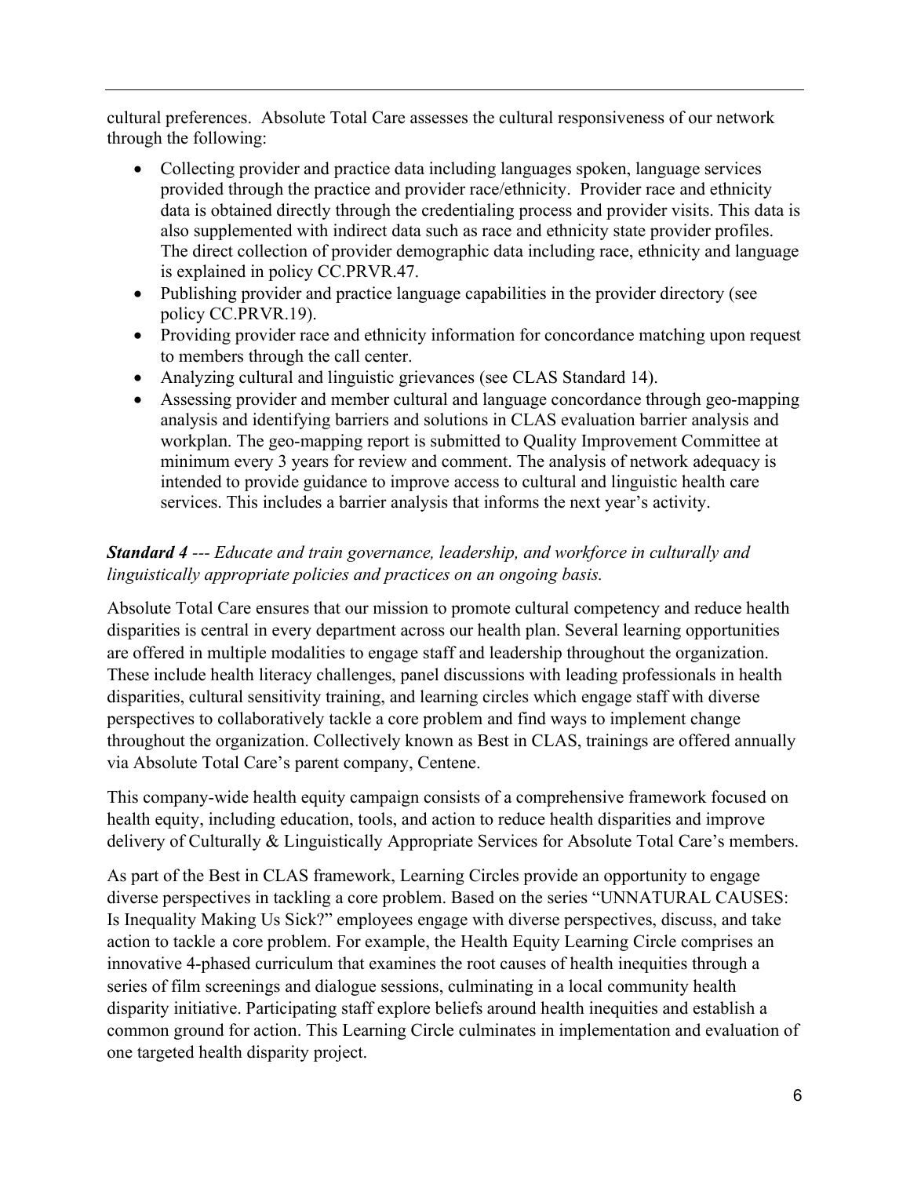cultural preferences. Absolute Total Care assesses the cultural responsiveness of our network through the following:

- Collecting provider and practice data including languages spoken, language services provided through the practice and provider race/ethnicity. Provider race and ethnicity data is obtained directly through the credentialing process and provider visits. This data is also supplemented with indirect data such as race and ethnicity state provider profiles. The direct collection of provider demographic data including race, ethnicity and language is explained in policy CC.PRVR.47.
- Publishing provider and practice language capabilities in the provider directory (see policy CC.PRVR.19).
- Providing provider race and ethnicity information for concordance matching upon request to members through the call center.
- Analyzing cultural and linguistic grievances (see CLAS Standard 14).
- Assessing provider and member cultural and language concordance through geo-mapping analysis and identifying barriers and solutions in CLAS evaluation barrier analysis and workplan. The geo-mapping report is submitted to Quality Improvement Committee at minimum every 3 years for review and comment. The analysis of network adequacy is intended to provide guidance to improve access to cultural and linguistic health care services. This includes a barrier analysis that informs the next year's activity.

***Standard 4*** *--- Educate and train governance, leadership, and workforce in culturally and linguistically appropriate policies and practices on an ongoing basis.*

Absolute Total Care ensures that our mission to promote cultural competency and reduce health disparities is central in every department across our health plan. Several learning opportunities are offered in multiple modalities to engage staff and leadership throughout the organization. These include health literacy challenges, panel discussions with leading professionals in health disparities, cultural sensitivity training, and learning circles which engage staff with diverse perspectives to collaboratively tackle a core problem and find ways to implement change throughout the organization. Collectively known as Best in CLAS, trainings are offered annually via Absolute Total Care's parent company, Centene.

This company-wide health equity campaign consists of a comprehensive framework focused on health equity, including education, tools, and action to reduce health disparities and improve delivery of Culturally & Linguistically Appropriate Services for Absolute Total Care's members.

As part of the Best in CLAS framework, Learning Circles provide an opportunity to engage diverse perspectives in tackling a core problem. Based on the series "UNNATURAL CAUSES: Is Inequality Making Us Sick?" employees engage with diverse perspectives, discuss, and take action to tackle a core problem. For example, the Health Equity Learning Circle comprises an innovative 4-phased curriculum that examines the root causes of health inequities through a series of film screenings and dialogue sessions, culminating in a local community health disparity initiative. Participating staff explore beliefs around health inequities and establish a common ground for action. This Learning Circle culminates in implementation and evaluation of one targeted health disparity project.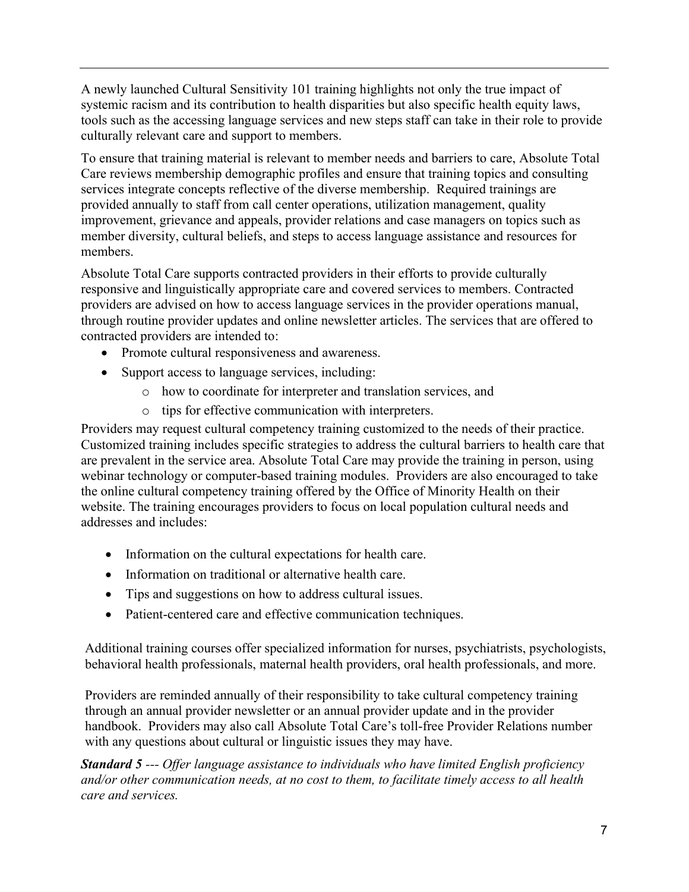A newly launched Cultural Sensitivity 101 training highlights not only the true impact of systemic racism and its contribution to health disparities but also specific health equity laws, tools such as the accessing language services and new steps staff can take in their role to provide culturally relevant care and support to members.

To ensure that training material is relevant to member needs and barriers to care, Absolute Total Care reviews membership demographic profiles and ensure that training topics and consulting services integrate concepts reflective of the diverse membership. Required trainings are provided annually to staff from call center operations, utilization management, quality improvement, grievance and appeals, provider relations and case managers on topics such as member diversity, cultural beliefs, and steps to access language assistance and resources for members.

Absolute Total Care supports contracted providers in their efforts to provide culturally responsive and linguistically appropriate care and covered services to members. Contracted providers are advised on how to access language services in the provider operations manual, through routine provider updates and online newsletter articles. The services that are offered to contracted providers are intended to:

- Promote cultural responsiveness and awareness.
- Support access to language services, including:
  - how to coordinate for interpreter and translation services, and
  - tips for effective communication with interpreters.

Providers may request cultural competency training customized to the needs of their practice. Customized training includes specific strategies to address the cultural barriers to health care that are prevalent in the service area. Absolute Total Care may provide the training in person, using webinar technology or computer-based training modules. Providers are also encouraged to take the online cultural competency training offered by the Office of Minority Health on their website. The training encourages providers to focus on local population cultural needs and addresses and includes:

- Information on the cultural expectations for health care.
- Information on traditional or alternative health care.
- Tips and suggestions on how to address cultural issues.
- Patient-centered care and effective communication techniques.

Additional training courses offer specialized information for nurses, psychiatrists, psychologists, behavioral health professionals, maternal health providers, oral health professionals, and more.

Providers are reminded annually of their responsibility to take cultural competency training through an annual provider newsletter or an annual provider update and in the provider handbook. Providers may also call Absolute Total Care's toll-free Provider Relations number with any questions about cultural or linguistic issues they may have.

***Standard 5*** *--- Offer language assistance to individuals who have limited English proficiency and/or other communication needs, at no cost to them, to facilitate timely access to all health care and services.*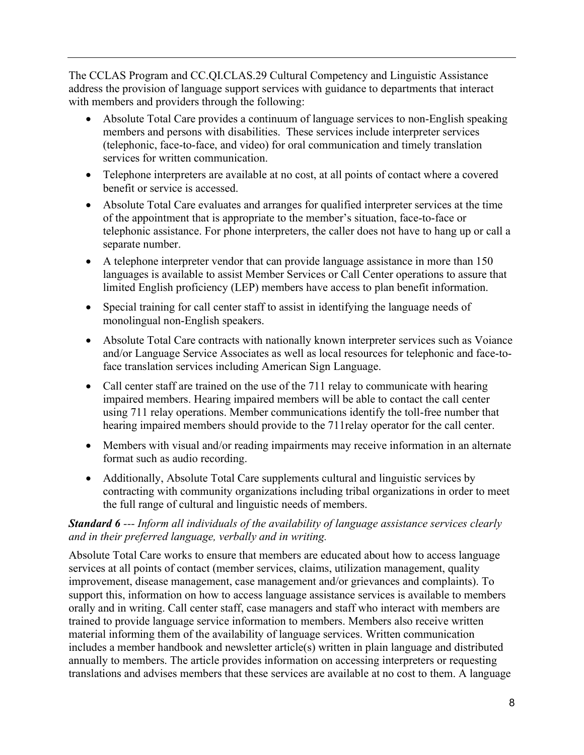The CCLAS Program and CC.QI.CLAS.29 Cultural Competency and Linguistic Assistance address the provision of language support services with guidance to departments that interact with members and providers through the following:

- Absolute Total Care provides a continuum of language services to non-English speaking members and persons with disabilities. These services include interpreter services (telephonic, face-to-face, and video) for oral communication and timely translation services for written communication.
- Telephone interpreters are available at no cost, at all points of contact where a covered benefit or service is accessed.
- Absolute Total Care evaluates and arranges for qualified interpreter services at the time of the appointment that is appropriate to the member's situation, face-to-face or telephonic assistance. For phone interpreters, the caller does not have to hang up or call a separate number.
- A telephone interpreter vendor that can provide language assistance in more than 150 languages is available to assist Member Services or Call Center operations to assure that limited English proficiency (LEP) members have access to plan benefit information.
- Special training for call center staff to assist in identifying the language needs of monolingual non-English speakers.
- Absolute Total Care contracts with nationally known interpreter services such as Voiance and/or Language Service Associates as well as local resources for telephonic and face-to-face translation services including American Sign Language.
- Call center staff are trained on the use of the 711 relay to communicate with hearing impaired members. Hearing impaired members will be able to contact the call center using 711 relay operations. Member communications identify the toll-free number that hearing impaired members should provide to the 711relay operator for the call center.
- Members with visual and/or reading impairments may receive information in an alternate format such as audio recording.
- Additionally, Absolute Total Care supplements cultural and linguistic services by contracting with community organizations including tribal organizations in order to meet the full range of cultural and linguistic needs of members.

***Standard 6** --- Inform all individuals of the availability of language assistance services clearly and in their preferred language, verbally and in writing.*

Absolute Total Care works to ensure that members are educated about how to access language services at all points of contact (member services, claims, utilization management, quality improvement, disease management, case management and/or grievances and complaints). To support this, information on how to access language assistance services is available to members orally and in writing. Call center staff, case managers and staff who interact with members are trained to provide language service information to members. Members also receive written material informing them of the availability of language services. Written communication includes a member handbook and newsletter article(s) written in plain language and distributed annually to members. The article provides information on accessing interpreters or requesting translations and advises members that these services are available at no cost to them. A language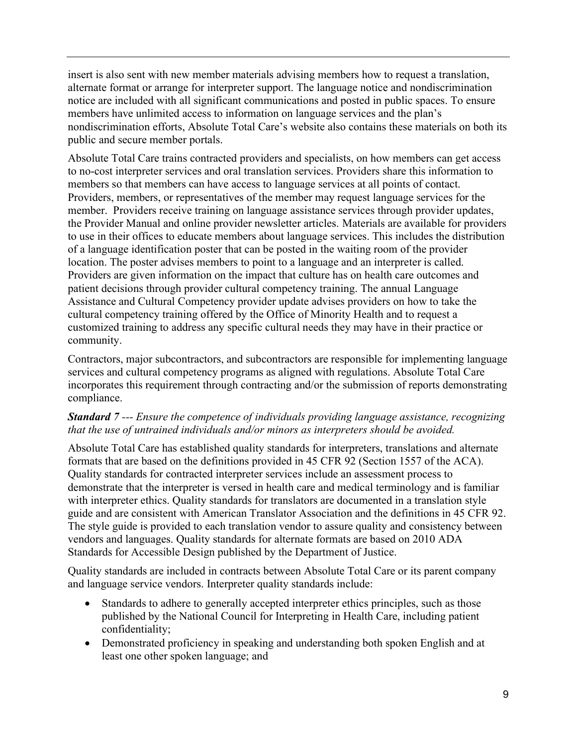insert is also sent with new member materials advising members how to request a translation, alternate format or arrange for interpreter support. The language notice and nondiscrimination notice are included with all significant communications and posted in public spaces. To ensure members have unlimited access to information on language services and the plan's nondiscrimination efforts, Absolute Total Care's website also contains these materials on both its public and secure member portals.

Absolute Total Care trains contracted providers and specialists, on how members can get access to no-cost interpreter services and oral translation services. Providers share this information to members so that members can have access to language services at all points of contact. Providers, members, or representatives of the member may request language services for the member. Providers receive training on language assistance services through provider updates, the Provider Manual and online provider newsletter articles. Materials are available for providers to use in their offices to educate members about language services. This includes the distribution of a language identification poster that can be posted in the waiting room of the provider location. The poster advises members to point to a language and an interpreter is called. Providers are given information on the impact that culture has on health care outcomes and patient decisions through provider cultural competency training. The annual Language Assistance and Cultural Competency provider update advises providers on how to take the cultural competency training offered by the Office of Minority Health and to request a customized training to address any specific cultural needs they may have in their practice or community.

Contractors, major subcontractors, and subcontractors are responsible for implementing language services and cultural competency programs as aligned with regulations. Absolute Total Care incorporates this requirement through contracting and/or the submission of reports demonstrating compliance.

***Standard 7*** *--- Ensure the competence of individuals providing language assistance, recognizing that the use of untrained individuals and/or minors as interpreters should be avoided.*

Absolute Total Care has established quality standards for interpreters, translations and alternate formats that are based on the definitions provided in 45 CFR 92 (Section 1557 of the ACA). Quality standards for contracted interpreter services include an assessment process to demonstrate that the interpreter is versed in health care and medical terminology and is familiar with interpreter ethics. Quality standards for translators are documented in a translation style guide and are consistent with American Translator Association and the definitions in 45 CFR 92. The style guide is provided to each translation vendor to assure quality and consistency between vendors and languages. Quality standards for alternate formats are based on 2010 ADA Standards for Accessible Design published by the Department of Justice.

Quality standards are included in contracts between Absolute Total Care or its parent company and language service vendors. Interpreter quality standards include:

- Standards to adhere to generally accepted interpreter ethics principles, such as those published by the National Council for Interpreting in Health Care, including patient confidentiality;
- Demonstrated proficiency in speaking and understanding both spoken English and at least one other spoken language; and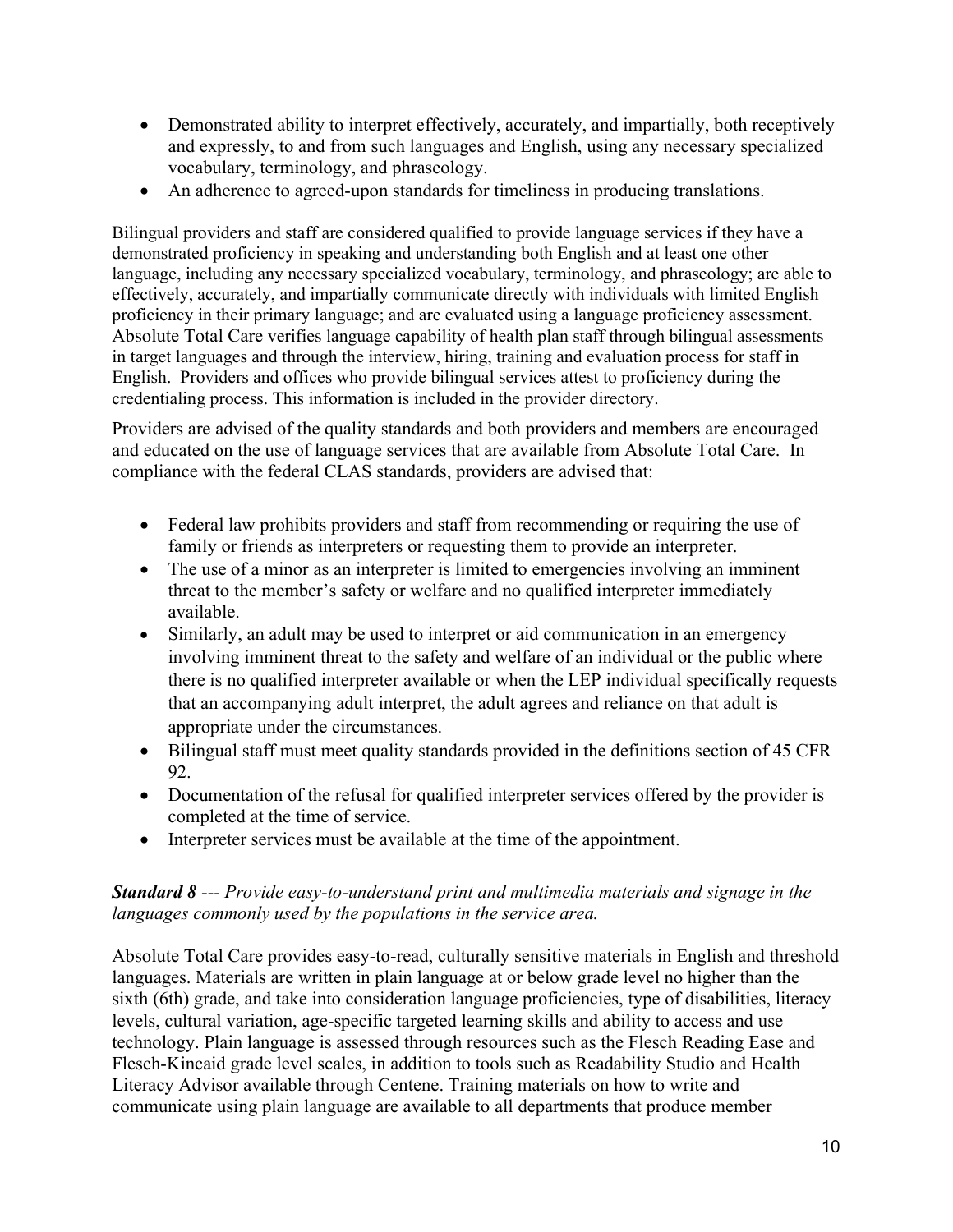- Demonstrated ability to interpret effectively, accurately, and impartially, both receptively and expressly, to and from such languages and English, using any necessary specialized vocabulary, terminology, and phraseology.
- An adherence to agreed-upon standards for timeliness in producing translations.

Bilingual providers and staff are considered qualified to provide language services if they have a demonstrated proficiency in speaking and understanding both English and at least one other language, including any necessary specialized vocabulary, terminology, and phraseology; are able to effectively, accurately, and impartially communicate directly with individuals with limited English proficiency in their primary language; and are evaluated using a language proficiency assessment. Absolute Total Care verifies language capability of health plan staff through bilingual assessments in target languages and through the interview, hiring, training and evaluation process for staff in English. Providers and offices who provide bilingual services attest to proficiency during the credentialing process. This information is included in the provider directory.

Providers are advised of the quality standards and both providers and members are encouraged and educated on the use of language services that are available from Absolute Total Care. In compliance with the federal CLAS standards, providers are advised that:

- Federal law prohibits providers and staff from recommending or requiring the use of family or friends as interpreters or requesting them to provide an interpreter.
- The use of a minor as an interpreter is limited to emergencies involving an imminent threat to the member's safety or welfare and no qualified interpreter immediately available.
- Similarly, an adult may be used to interpret or aid communication in an emergency involving imminent threat to the safety and welfare of an individual or the public where there is no qualified interpreter available or when the LEP individual specifically requests that an accompanying adult interpret, the adult agrees and reliance on that adult is appropriate under the circumstances.
- Bilingual staff must meet quality standards provided in the definitions section of 45 CFR 92.
- Documentation of the refusal for qualified interpreter services offered by the provider is completed at the time of service.
- Interpreter services must be available at the time of the appointment.

***Standard 8*** *--- Provide easy-to-understand print and multimedia materials and signage in the languages commonly used by the populations in the service area.*

Absolute Total Care provides easy-to-read, culturally sensitive materials in English and threshold languages. Materials are written in plain language at or below grade level no higher than the sixth (6th) grade, and take into consideration language proficiencies, type of disabilities, literacy levels, cultural variation, age-specific targeted learning skills and ability to access and use technology. Plain language is assessed through resources such as the Flesch Reading Ease and Flesch-Kincaid grade level scales, in addition to tools such as Readability Studio and Health Literacy Advisor available through Centene. Training materials on how to write and communicate using plain language are available to all departments that produce member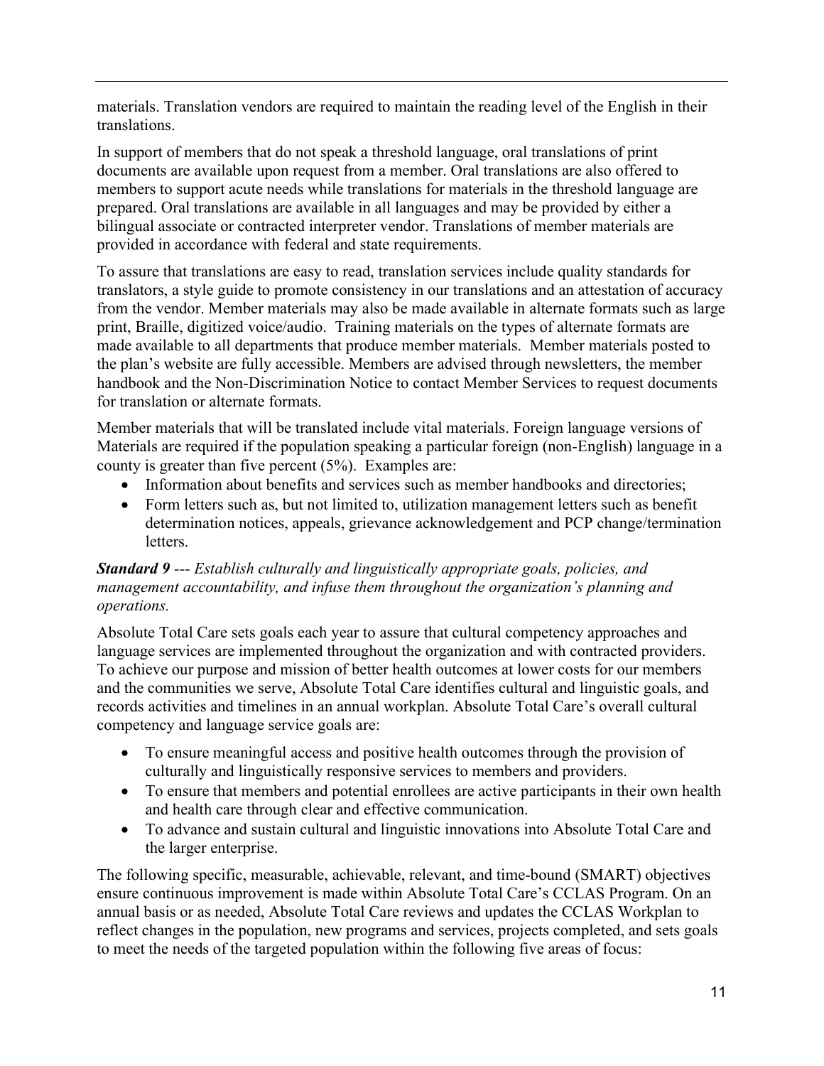materials. Translation vendors are required to maintain the reading level of the English in their translations.

In support of members that do not speak a threshold language, oral translations of print documents are available upon request from a member. Oral translations are also offered to members to support acute needs while translations for materials in the threshold language are prepared. Oral translations are available in all languages and may be provided by either a bilingual associate or contracted interpreter vendor. Translations of member materials are provided in accordance with federal and state requirements.

To assure that translations are easy to read, translation services include quality standards for translators, a style guide to promote consistency in our translations and an attestation of accuracy from the vendor. Member materials may also be made available in alternate formats such as large print, Braille, digitized voice/audio. Training materials on the types of alternate formats are made available to all departments that produce member materials. Member materials posted to the plan's website are fully accessible. Members are advised through newsletters, the member handbook and the Non-Discrimination Notice to contact Member Services to request documents for translation or alternate formats.

Member materials that will be translated include vital materials. Foreign language versions of Materials are required if the population speaking a particular foreign (non-English) language in a county is greater than five percent (5%). Examples are:

- Information about benefits and services such as member handbooks and directories;
- Form letters such as, but not limited to, utilization management letters such as benefit determination notices, appeals, grievance acknowledgement and PCP change/termination letters.

***Standard 9*** *--- Establish culturally and linguistically appropriate goals, policies, and management accountability, and infuse them throughout the organization's planning and operations.*

Absolute Total Care sets goals each year to assure that cultural competency approaches and language services are implemented throughout the organization and with contracted providers. To achieve our purpose and mission of better health outcomes at lower costs for our members and the communities we serve, Absolute Total Care identifies cultural and linguistic goals, and records activities and timelines in an annual workplan. Absolute Total Care's overall cultural competency and language service goals are:

- To ensure meaningful access and positive health outcomes through the provision of culturally and linguistically responsive services to members and providers.
- To ensure that members and potential enrollees are active participants in their own health and health care through clear and effective communication.
- To advance and sustain cultural and linguistic innovations into Absolute Total Care and the larger enterprise.

The following specific, measurable, achievable, relevant, and time-bound (SMART) objectives ensure continuous improvement is made within Absolute Total Care's CCLAS Program. On an annual basis or as needed, Absolute Total Care reviews and updates the CCLAS Workplan to reflect changes in the population, new programs and services, projects completed, and sets goals to meet the needs of the targeted population within the following five areas of focus: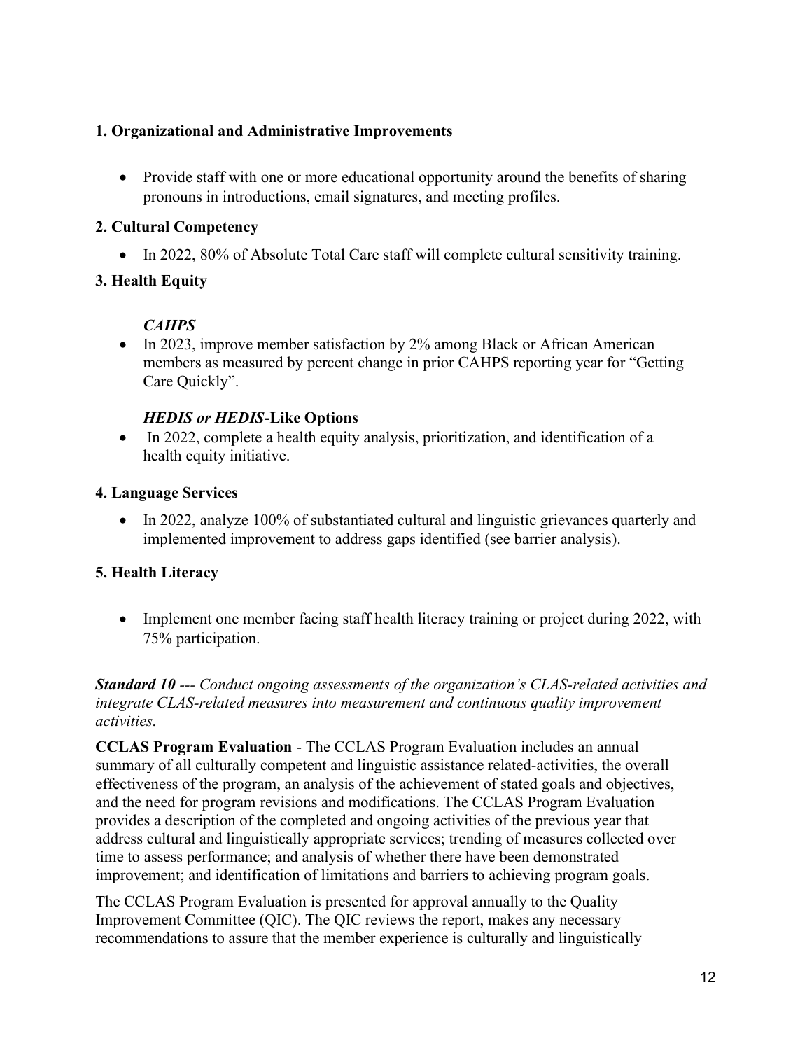**1. Organizational and Administrative Improvements**

- Provide staff with one or more educational opportunity around the benefits of sharing pronouns in introductions, email signatures, and meeting profiles.

**2. Cultural Competency**

- In 2022, 80% of Absolute Total Care staff will complete cultural sensitivity training.

**3. Health Equity**

***CAHPS***

- In 2023, improve member satisfaction by 2% among Black or African American members as measured by percent change in prior CAHPS reporting year for "Getting Care Quickly".

***HEDIS or HEDIS*-Like Options**

- In 2022, complete a health equity analysis, prioritization, and identification of a health equity initiative.

**4. Language Services**

- In 2022, analyze 100% of substantiated cultural and linguistic grievances quarterly and implemented improvement to address gaps identified (see barrier analysis).

**5. Health Literacy**

- Implement one member facing staff health literacy training or project during 2022, with 75% participation.

***Standard 10*** *--- Conduct ongoing assessments of the organization's CLAS-related activities and integrate CLAS-related measures into measurement and continuous quality improvement activities.*

**CCLAS Program Evaluation** - The CCLAS Program Evaluation includes an annual summary of all culturally competent and linguistic assistance related-activities, the overall effectiveness of the program, an analysis of the achievement of stated goals and objectives, and the need for program revisions and modifications. The CCLAS Program Evaluation provides a description of the completed and ongoing activities of the previous year that address cultural and linguistically appropriate services; trending of measures collected over time to assess performance; and analysis of whether there have been demonstrated improvement; and identification of limitations and barriers to achieving program goals.

The CCLAS Program Evaluation is presented for approval annually to the Quality Improvement Committee (QIC). The QIC reviews the report, makes any necessary recommendations to assure that the member experience is culturally and linguistically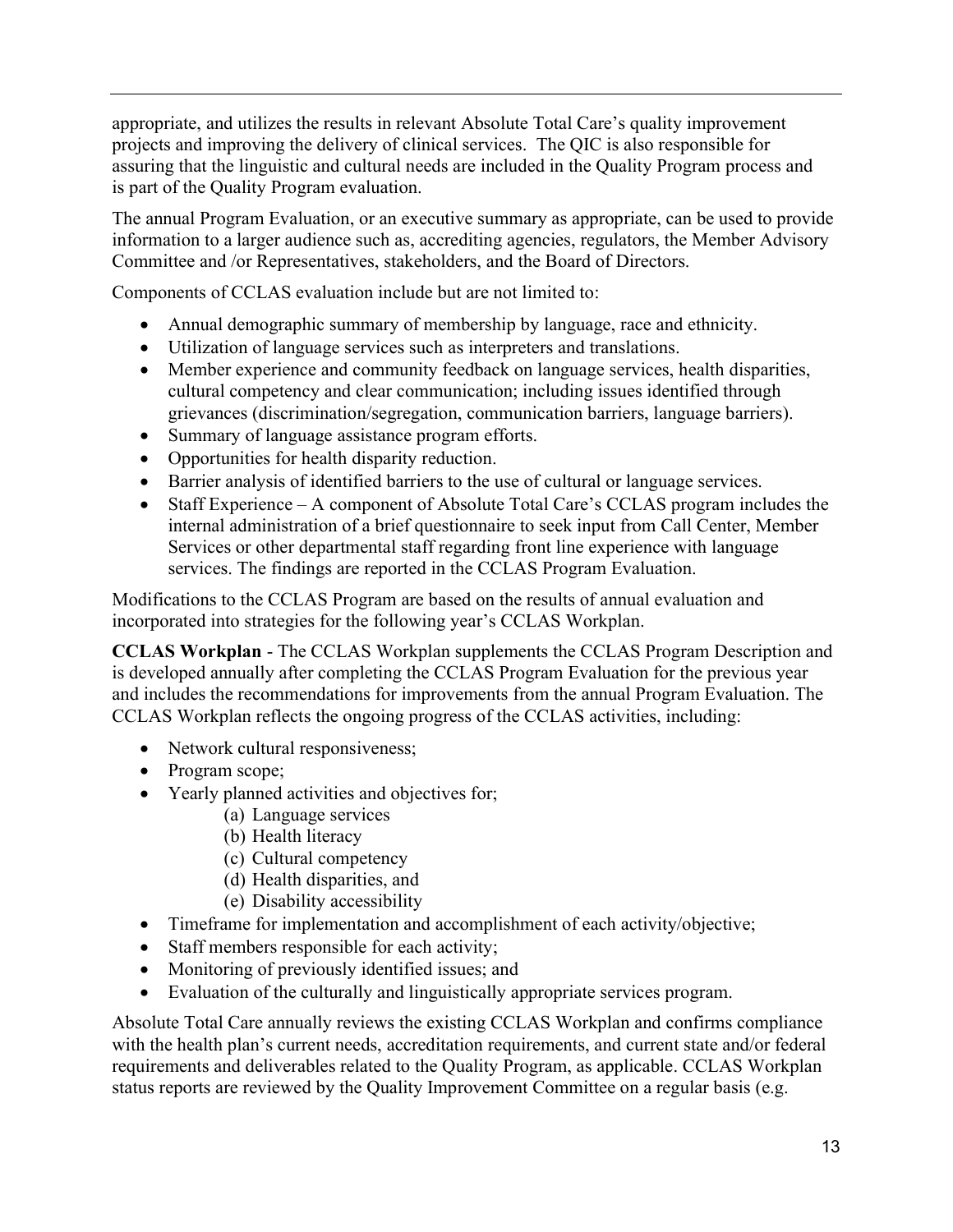appropriate, and utilizes the results in relevant Absolute Total Care's quality improvement projects and improving the delivery of clinical services. The QIC is also responsible for assuring that the linguistic and cultural needs are included in the Quality Program process and is part of the Quality Program evaluation.

The annual Program Evaluation, or an executive summary as appropriate, can be used to provide information to a larger audience such as, accrediting agencies, regulators, the Member Advisory Committee and /or Representatives, stakeholders, and the Board of Directors.

Components of CCLAS evaluation include but are not limited to:

- Annual demographic summary of membership by language, race and ethnicity.
- Utilization of language services such as interpreters and translations.
- Member experience and community feedback on language services, health disparities, cultural competency and clear communication; including issues identified through grievances (discrimination/segregation, communication barriers, language barriers).
- Summary of language assistance program efforts.
- Opportunities for health disparity reduction.
- Barrier analysis of identified barriers to the use of cultural or language services.
- Staff Experience – A component of Absolute Total Care's CCLAS program includes the internal administration of a brief questionnaire to seek input from Call Center, Member Services or other departmental staff regarding front line experience with language services. The findings are reported in the CCLAS Program Evaluation.

Modifications to the CCLAS Program are based on the results of annual evaluation and incorporated into strategies for the following year's CCLAS Workplan.

**CCLAS Workplan** - The CCLAS Workplan supplements the CCLAS Program Description and is developed annually after completing the CCLAS Program Evaluation for the previous year and includes the recommendations for improvements from the annual Program Evaluation. The CCLAS Workplan reflects the ongoing progress of the CCLAS activities, including:

- Network cultural responsiveness;
- Program scope;
- Yearly planned activities and objectives for;
  - (a) Language services
  - (b) Health literacy
  - (c) Cultural competency
  - (d) Health disparities, and
  - (e) Disability accessibility
- Timeframe for implementation and accomplishment of each activity/objective;
- Staff members responsible for each activity;
- Monitoring of previously identified issues; and
- Evaluation of the culturally and linguistically appropriate services program.

Absolute Total Care annually reviews the existing CCLAS Workplan and confirms compliance with the health plan's current needs, accreditation requirements, and current state and/or federal requirements and deliverables related to the Quality Program, as applicable. CCLAS Workplan status reports are reviewed by the Quality Improvement Committee on a regular basis (e.g.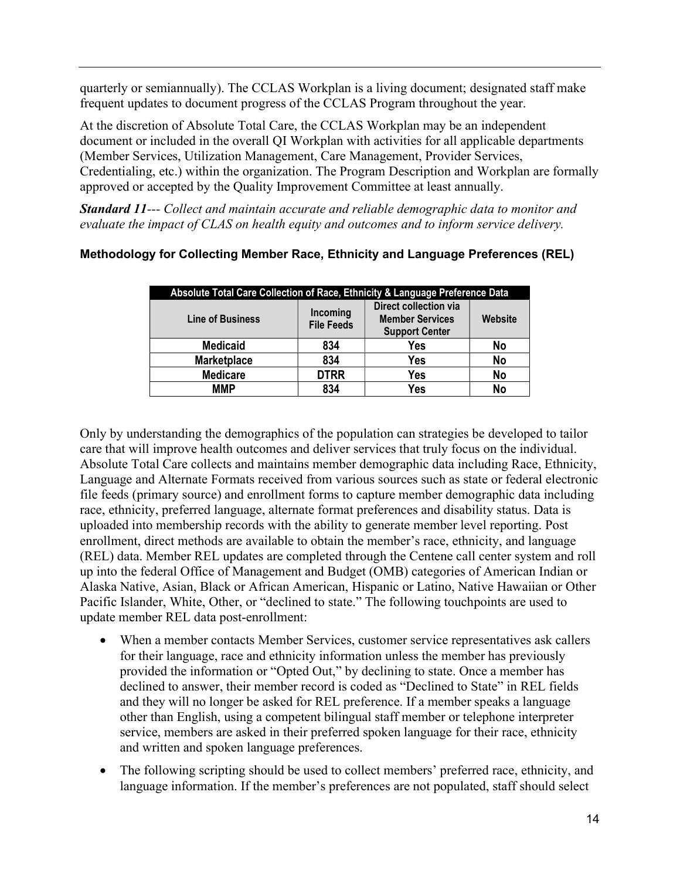quarterly or semiannually). The CCLAS Workplan is a living document; designated staff make frequent updates to document progress of the CCLAS Program throughout the year.

At the discretion of Absolute Total Care, the CCLAS Workplan may be an independent document or included in the overall QI Workplan with activities for all applicable departments (Member Services, Utilization Management, Care Management, Provider Services, Credentialing, etc.) within the organization. The Program Description and Workplan are formally approved or accepted by the Quality Improvement Committee at least annually.

***Standard 11****--- Collect and maintain accurate and reliable demographic data to monitor and evaluate the impact of CLAS on health equity and outcomes and to inform service delivery.*

**Methodology for Collecting Member Race, Ethnicity and Language Preferences (REL)**

| Absolute Total Care Collection of Race, Ethnicity & Language Preference Data | | | |
|---|---|---|---|
| **Line of Business** | **Incoming File Feeds** | **Direct collection via Member Services Support Center** | **Website** |
| **Medicaid** | **834** | **Yes** | **No** |
| **Marketplace** | **834** | **Yes** | **No** |
| **Medicare** | **DTRR** | **Yes** | **No** |
| **MMP** | **834** | **Yes** | **No** |

Only by understanding the demographics of the population can strategies be developed to tailor care that will improve health outcomes and deliver services that truly focus on the individual. Absolute Total Care collects and maintains member demographic data including Race, Ethnicity, Language and Alternate Formats received from various sources such as state or federal electronic file feeds (primary source) and enrollment forms to capture member demographic data including race, ethnicity, preferred language, alternate format preferences and disability status. Data is uploaded into membership records with the ability to generate member level reporting. Post enrollment, direct methods are available to obtain the member's race, ethnicity, and language (REL) data. Member REL updates are completed through the Centene call center system and roll up into the federal Office of Management and Budget (OMB) categories of American Indian or Alaska Native, Asian, Black or African American, Hispanic or Latino, Native Hawaiian or Other Pacific Islander, White, Other, or "declined to state." The following touchpoints are used to update member REL data post-enrollment:

- When a member contacts Member Services, customer service representatives ask callers for their language, race and ethnicity information unless the member has previously provided the information or "Opted Out," by declining to state. Once a member has declined to answer, their member record is coded as "Declined to State" in REL fields and they will no longer be asked for REL preference. If a member speaks a language other than English, using a competent bilingual staff member or telephone interpreter service, members are asked in their preferred spoken language for their race, ethnicity and written and spoken language preferences.
- The following scripting should be used to collect members' preferred race, ethnicity, and language information. If the member's preferences are not populated, staff should select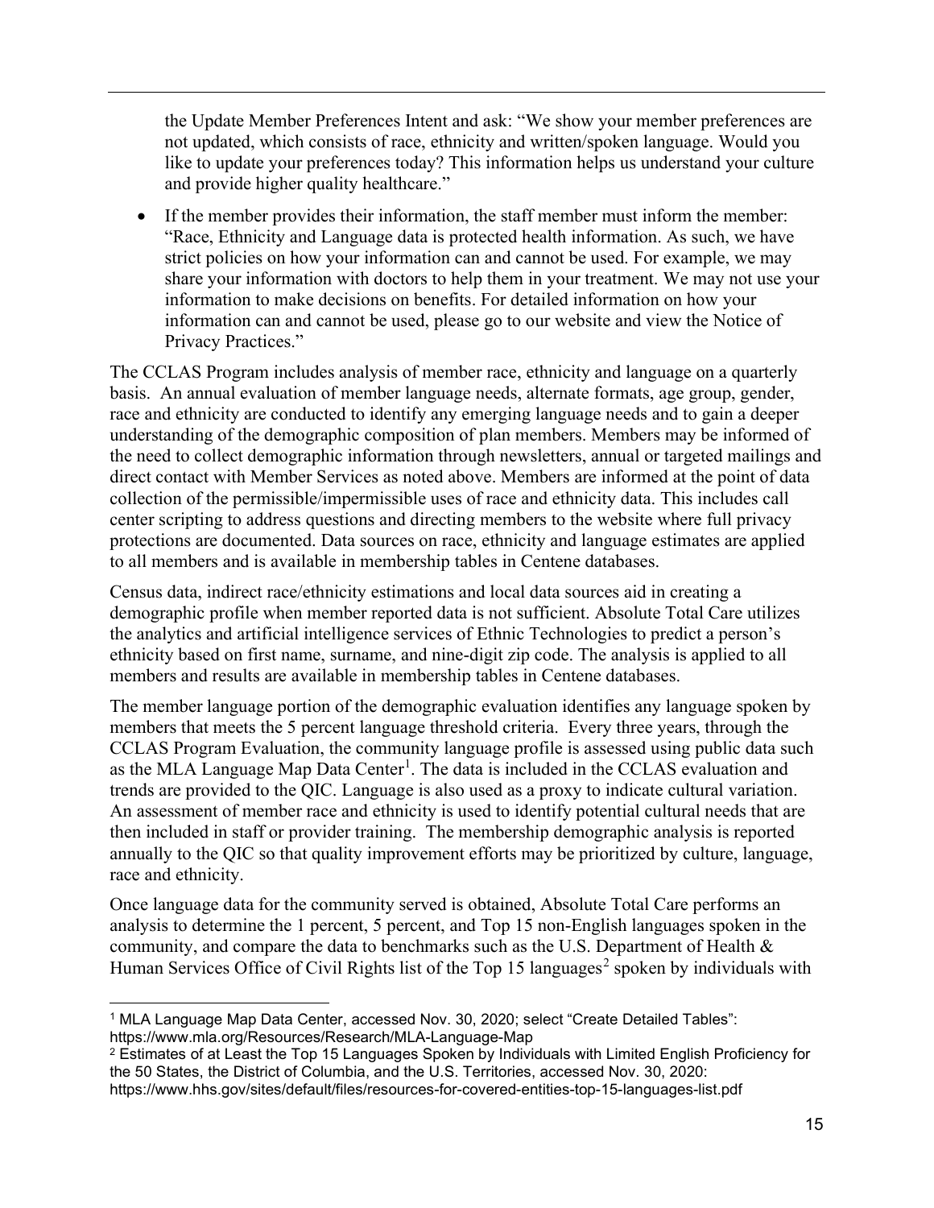the Update Member Preferences Intent and ask: "We show your member preferences are not updated, which consists of race, ethnicity and written/spoken language. Would you like to update your preferences today? This information helps us understand your culture and provide higher quality healthcare."

- If the member provides their information, the staff member must inform the member: "Race, Ethnicity and Language data is protected health information. As such, we have strict policies on how your information can and cannot be used. For example, we may share your information with doctors to help them in your treatment. We may not use your information to make decisions on benefits. For detailed information on how your information can and cannot be used, please go to our website and view the Notice of Privacy Practices."

The CCLAS Program includes analysis of member race, ethnicity and language on a quarterly basis. An annual evaluation of member language needs, alternate formats, age group, gender, race and ethnicity are conducted to identify any emerging language needs and to gain a deeper understanding of the demographic composition of plan members. Members may be informed of the need to collect demographic information through newsletters, annual or targeted mailings and direct contact with Member Services as noted above. Members are informed at the point of data collection of the permissible/impermissible uses of race and ethnicity data. This includes call center scripting to address questions and directing members to the website where full privacy protections are documented. Data sources on race, ethnicity and language estimates are applied to all members and is available in membership tables in Centene databases.

Census data, indirect race/ethnicity estimations and local data sources aid in creating a demographic profile when member reported data is not sufficient. Absolute Total Care utilizes the analytics and artificial intelligence services of Ethnic Technologies to predict a person's ethnicity based on first name, surname, and nine-digit zip code. The analysis is applied to all members and results are available in membership tables in Centene databases.

The member language portion of the demographic evaluation identifies any language spoken by members that meets the 5 percent language threshold criteria. Every three years, through the CCLAS Program Evaluation, the community language profile is assessed using public data such as the MLA Language Map Data Center[1]. The data is included in the CCLAS evaluation and trends are provided to the QIC. Language is also used as a proxy to indicate cultural variation. An assessment of member race and ethnicity is used to identify potential cultural needs that are then included in staff or provider training. The membership demographic analysis is reported annually to the QIC so that quality improvement efforts may be prioritized by culture, language, race and ethnicity.

Once language data for the community served is obtained, Absolute Total Care performs an analysis to determine the 1 percent, 5 percent, and Top 15 non-English languages spoken in the community, and compare the data to benchmarks such as the U.S. Department of Health & Human Services Office of Civil Rights list of the Top 15 languages[2] spoken by individuals with

---

[1] MLA Language Map Data Center, accessed Nov. 30, 2020; select "Create Detailed Tables": https://www.mla.org/Resources/Research/MLA-Language-Map

[2] Estimates of at Least the Top 15 Languages Spoken by Individuals with Limited English Proficiency for the 50 States, the District of Columbia, and the U.S. Territories, accessed Nov. 30, 2020: https://www.hhs.gov/sites/default/files/resources-for-covered-entities-top-15-languages-list.pdf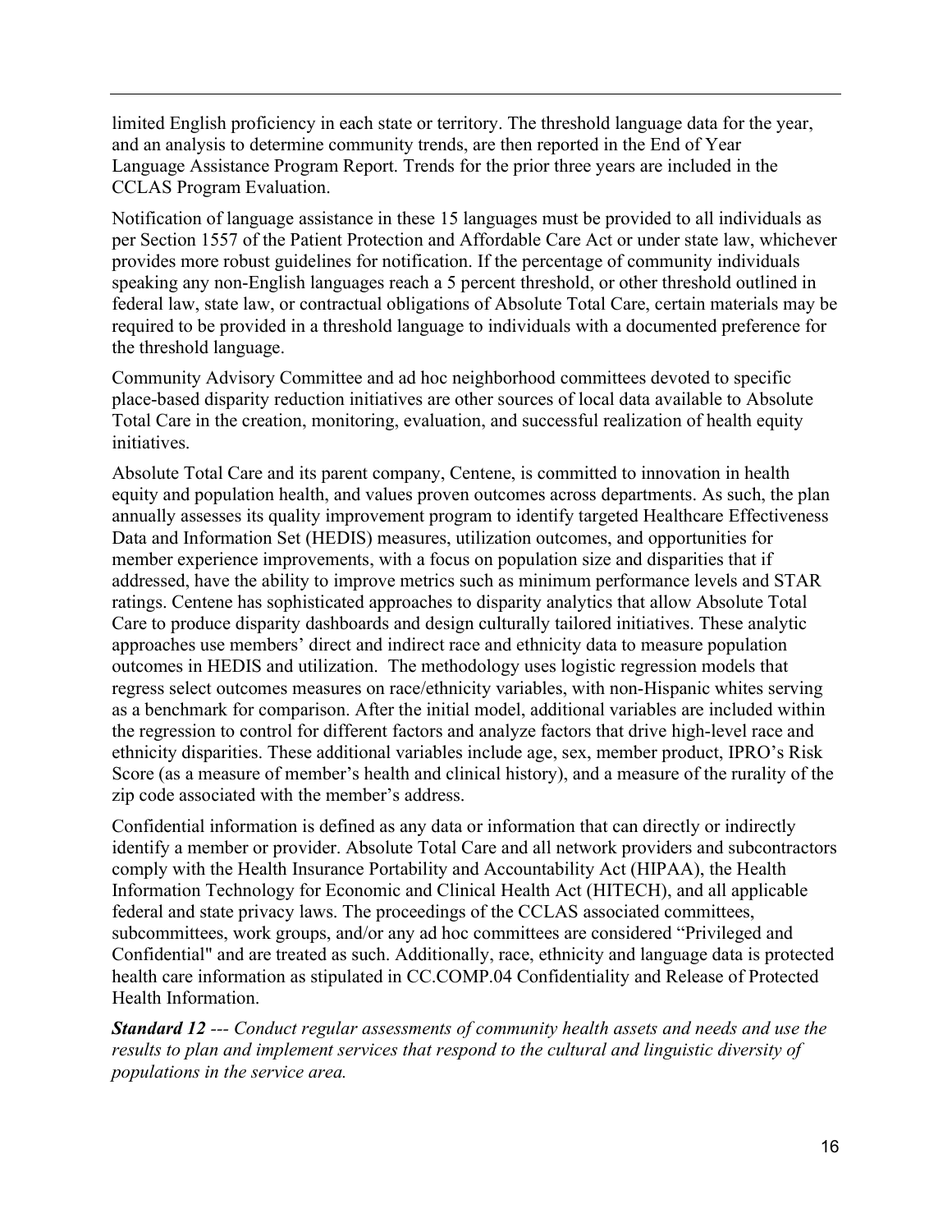limited English proficiency in each state or territory. The threshold language data for the year, and an analysis to determine community trends, are then reported in the End of Year Language Assistance Program Report. Trends for the prior three years are included in the CCLAS Program Evaluation.

Notification of language assistance in these 15 languages must be provided to all individuals as per Section 1557 of the Patient Protection and Affordable Care Act or under state law, whichever provides more robust guidelines for notification. If the percentage of community individuals speaking any non-English languages reach a 5 percent threshold, or other threshold outlined in federal law, state law, or contractual obligations of Absolute Total Care, certain materials may be required to be provided in a threshold language to individuals with a documented preference for the threshold language.

Community Advisory Committee and ad hoc neighborhood committees devoted to specific place-based disparity reduction initiatives are other sources of local data available to Absolute Total Care in the creation, monitoring, evaluation, and successful realization of health equity initiatives.

Absolute Total Care and its parent company, Centene, is committed to innovation in health equity and population health, and values proven outcomes across departments. As such, the plan annually assesses its quality improvement program to identify targeted Healthcare Effectiveness Data and Information Set (HEDIS) measures, utilization outcomes, and opportunities for member experience improvements, with a focus on population size and disparities that if addressed, have the ability to improve metrics such as minimum performance levels and STAR ratings. Centene has sophisticated approaches to disparity analytics that allow Absolute Total Care to produce disparity dashboards and design culturally tailored initiatives. These analytic approaches use members' direct and indirect race and ethnicity data to measure population outcomes in HEDIS and utilization. The methodology uses logistic regression models that regress select outcomes measures on race/ethnicity variables, with non-Hispanic whites serving as a benchmark for comparison. After the initial model, additional variables are included within the regression to control for different factors and analyze factors that drive high-level race and ethnicity disparities. These additional variables include age, sex, member product, IPRO's Risk Score (as a measure of member's health and clinical history), and a measure of the rurality of the zip code associated with the member's address.

Confidential information is defined as any data or information that can directly or indirectly identify a member or provider. Absolute Total Care and all network providers and subcontractors comply with the Health Insurance Portability and Accountability Act (HIPAA), the Health Information Technology for Economic and Clinical Health Act (HITECH), and all applicable federal and state privacy laws. The proceedings of the CCLAS associated committees, subcommittees, work groups, and/or any ad hoc committees are considered "Privileged and Confidential" and are treated as such. Additionally, race, ethnicity and language data is protected health care information as stipulated in CC.COMP.04 Confidentiality and Release of Protected Health Information.

***Standard 12*** *--- Conduct regular assessments of community health assets and needs and use the results to plan and implement services that respond to the cultural and linguistic diversity of populations in the service area.*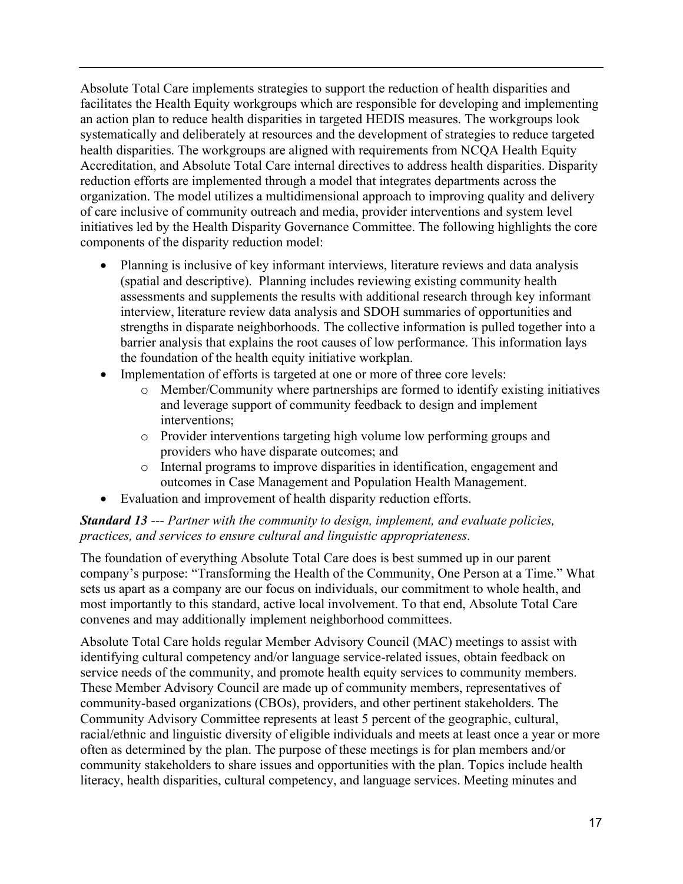Absolute Total Care implements strategies to support the reduction of health disparities and facilitates the Health Equity workgroups which are responsible for developing and implementing an action plan to reduce health disparities in targeted HEDIS measures. The workgroups look systematically and deliberately at resources and the development of strategies to reduce targeted health disparities. The workgroups are aligned with requirements from NCQA Health Equity Accreditation, and Absolute Total Care internal directives to address health disparities. Disparity reduction efforts are implemented through a model that integrates departments across the organization. The model utilizes a multidimensional approach to improving quality and delivery of care inclusive of community outreach and media, provider interventions and system level initiatives led by the Health Disparity Governance Committee. The following highlights the core components of the disparity reduction model:

- Planning is inclusive of key informant interviews, literature reviews and data analysis (spatial and descriptive). Planning includes reviewing existing community health assessments and supplements the results with additional research through key informant interview, literature review data analysis and SDOH summaries of opportunities and strengths in disparate neighborhoods. The collective information is pulled together into a barrier analysis that explains the root causes of low performance. This information lays the foundation of the health equity initiative workplan.
- Implementation of efforts is targeted at one or more of three core levels:
    - Member/Community where partnerships are formed to identify existing initiatives and leverage support of community feedback to design and implement interventions;
    - Provider interventions targeting high volume low performing groups and providers who have disparate outcomes; and
    - Internal programs to improve disparities in identification, engagement and outcomes in Case Management and Population Health Management.
- Evaluation and improvement of health disparity reduction efforts.

***Standard 13*** *--- Partner with the community to design, implement, and evaluate policies, practices, and services to ensure cultural and linguistic appropriateness.*

The foundation of everything Absolute Total Care does is best summed up in our parent company's purpose: "Transforming the Health of the Community, One Person at a Time." What sets us apart as a company are our focus on individuals, our commitment to whole health, and most importantly to this standard, active local involvement. To that end, Absolute Total Care convenes and may additionally implement neighborhood committees.

Absolute Total Care holds regular Member Advisory Council (MAC) meetings to assist with identifying cultural competency and/or language service-related issues, obtain feedback on service needs of the community, and promote health equity services to community members. These Member Advisory Council are made up of community members, representatives of community-based organizations (CBOs), providers, and other pertinent stakeholders. The Community Advisory Committee represents at least 5 percent of the geographic, cultural, racial/ethnic and linguistic diversity of eligible individuals and meets at least once a year or more often as determined by the plan. The purpose of these meetings is for plan members and/or community stakeholders to share issues and opportunities with the plan. Topics include health literacy, health disparities, cultural competency, and language services. Meeting minutes and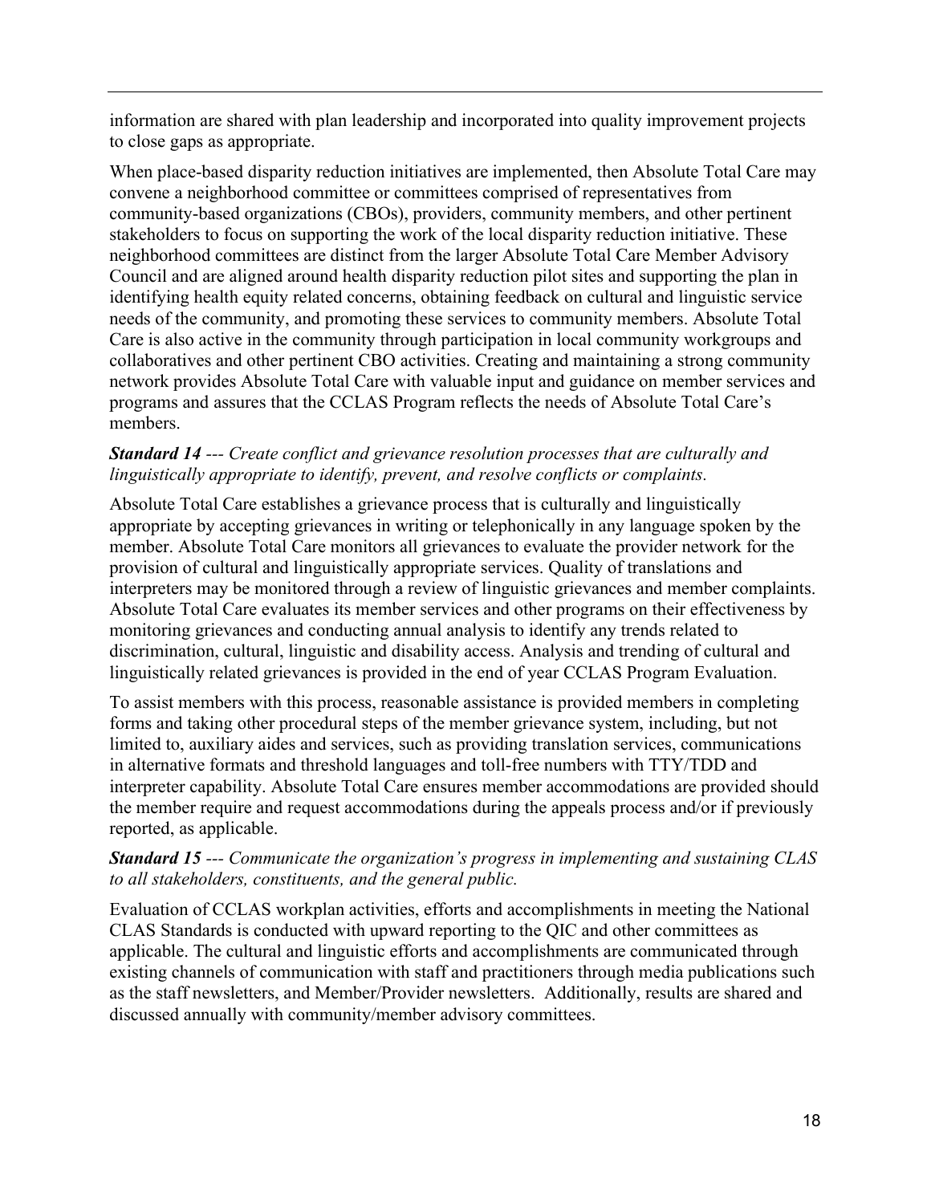information are shared with plan leadership and incorporated into quality improvement projects to close gaps as appropriate.

When place-based disparity reduction initiatives are implemented, then Absolute Total Care may convene a neighborhood committee or committees comprised of representatives from community-based organizations (CBOs), providers, community members, and other pertinent stakeholders to focus on supporting the work of the local disparity reduction initiative. These neighborhood committees are distinct from the larger Absolute Total Care Member Advisory Council and are aligned around health disparity reduction pilot sites and supporting the plan in identifying health equity related concerns, obtaining feedback on cultural and linguistic service needs of the community, and promoting these services to community members. Absolute Total Care is also active in the community through participation in local community workgroups and collaboratives and other pertinent CBO activities. Creating and maintaining a strong community network provides Absolute Total Care with valuable input and guidance on member services and programs and assures that the CCLAS Program reflects the needs of Absolute Total Care's members.

***Standard 14*** *--- Create conflict and grievance resolution processes that are culturally and linguistically appropriate to identify, prevent, and resolve conflicts or complaints.*

Absolute Total Care establishes a grievance process that is culturally and linguistically appropriate by accepting grievances in writing or telephonically in any language spoken by the member. Absolute Total Care monitors all grievances to evaluate the provider network for the provision of cultural and linguistically appropriate services. Quality of translations and interpreters may be monitored through a review of linguistic grievances and member complaints. Absolute Total Care evaluates its member services and other programs on their effectiveness by monitoring grievances and conducting annual analysis to identify any trends related to discrimination, cultural, linguistic and disability access. Analysis and trending of cultural and linguistically related grievances is provided in the end of year CCLAS Program Evaluation.

To assist members with this process, reasonable assistance is provided members in completing forms and taking other procedural steps of the member grievance system, including, but not limited to, auxiliary aides and services, such as providing translation services, communications in alternative formats and threshold languages and toll-free numbers with TTY/TDD and interpreter capability. Absolute Total Care ensures member accommodations are provided should the member require and request accommodations during the appeals process and/or if previously reported, as applicable.

***Standard 15*** *--- Communicate the organization's progress in implementing and sustaining CLAS to all stakeholders, constituents, and the general public.*

Evaluation of CCLAS workplan activities, efforts and accomplishments in meeting the National CLAS Standards is conducted with upward reporting to the QIC and other committees as applicable. The cultural and linguistic efforts and accomplishments are communicated through existing channels of communication with staff and practitioners through media publications such as the staff newsletters, and Member/Provider newsletters. Additionally, results are shared and discussed annually with community/member advisory committees.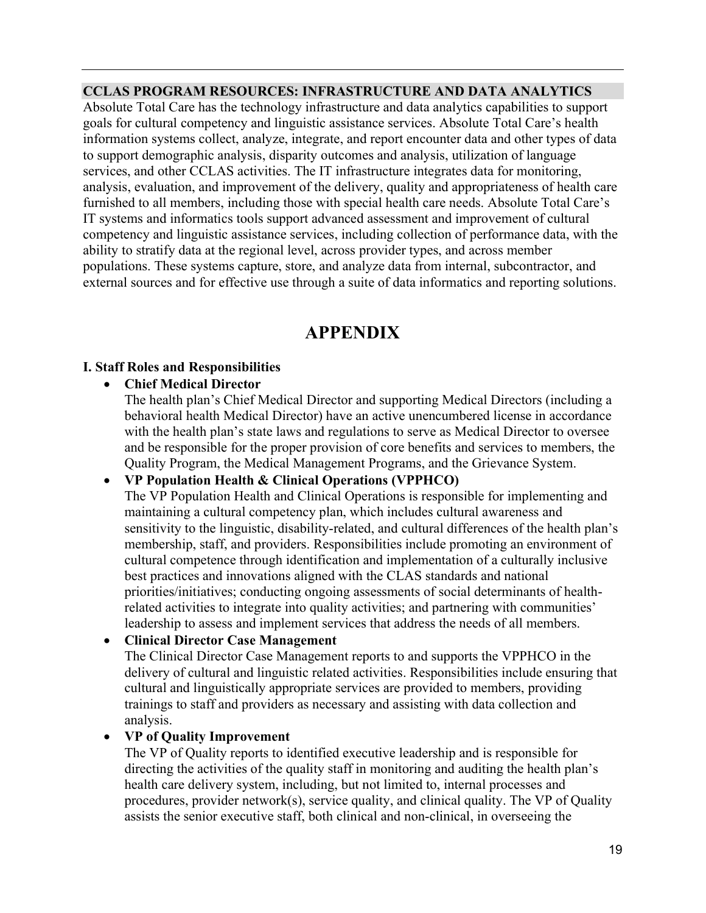## CCLAS PROGRAM RESOURCES: INFRASTRUCTURE AND DATA ANALYTICS

Absolute Total Care has the technology infrastructure and data analytics capabilities to support goals for cultural competency and linguistic assistance services. Absolute Total Care's health information systems collect, analyze, integrate, and report encounter data and other types of data to support demographic analysis, disparity outcomes and analysis, utilization of language services, and other CCLAS activities. The IT infrastructure integrates data for monitoring, analysis, evaluation, and improvement of the delivery, quality and appropriateness of health care furnished to all members, including those with special health care needs. Absolute Total Care's IT systems and informatics tools support advanced assessment and improvement of cultural competency and linguistic assistance services, including collection of performance data, with the ability to stratify data at the regional level, across provider types, and across member populations. These systems capture, store, and analyze data from internal, subcontractor, and external sources and for effective use through a suite of data informatics and reporting solutions.

# APPENDIX

### I. Staff Roles and Responsibilities

- **Chief Medical Director**
  The health plan's Chief Medical Director and supporting Medical Directors (including a behavioral health Medical Director) have an active unencumbered license in accordance with the health plan's state laws and regulations to serve as Medical Director to oversee and be responsible for the proper provision of core benefits and services to members, the Quality Program, the Medical Management Programs, and the Grievance System.
- **VP Population Health & Clinical Operations (VPPHCO)**
  The VP Population Health and Clinical Operations is responsible for implementing and maintaining a cultural competency plan, which includes cultural awareness and sensitivity to the linguistic, disability-related, and cultural differences of the health plan's membership, staff, and providers. Responsibilities include promoting an environment of cultural competence through identification and implementation of a culturally inclusive best practices and innovations aligned with the CLAS standards and national priorities/initiatives; conducting ongoing assessments of social determinants of health-related activities to integrate into quality activities; and partnering with communities' leadership to assess and implement services that address the needs of all members.
- **Clinical Director Case Management**
  The Clinical Director Case Management reports to and supports the VPPHCO in the delivery of cultural and linguistic related activities. Responsibilities include ensuring that cultural and linguistically appropriate services are provided to members, providing trainings to staff and providers as necessary and assisting with data collection and analysis.
- **VP of Quality Improvement**
  The VP of Quality reports to identified executive leadership and is responsible for directing the activities of the quality staff in monitoring and auditing the health plan's health care delivery system, including, but not limited to, internal processes and procedures, provider network(s), service quality, and clinical quality. The VP of Quality assists the senior executive staff, both clinical and non-clinical, in overseeing the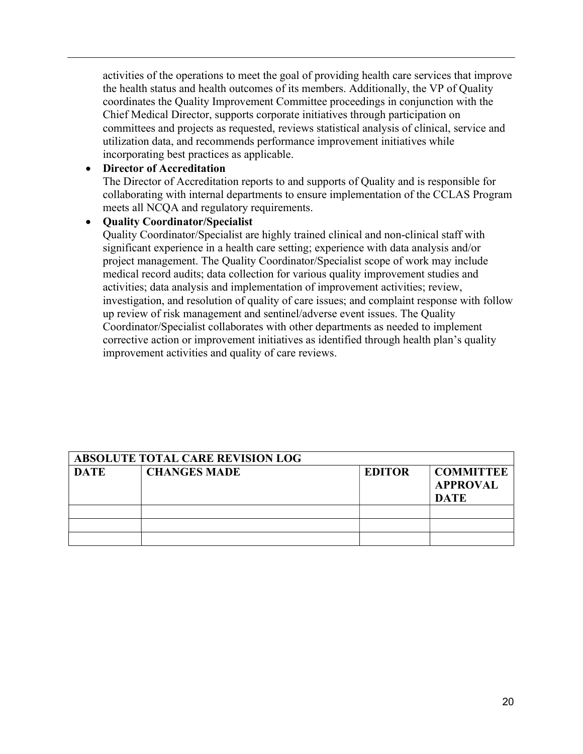activities of the operations to meet the goal of providing health care services that improve the health status and health outcomes of its members. Additionally, the VP of Quality coordinates the Quality Improvement Committee proceedings in conjunction with the Chief Medical Director, supports corporate initiatives through participation on committees and projects as requested, reviews statistical analysis of clinical, service and utilization data, and recommends performance improvement initiatives while incorporating best practices as applicable.

- **Director of Accreditation**
  The Director of Accreditation reports to and supports of Quality and is responsible for collaborating with internal departments to ensure implementation of the CCLAS Program meets all NCQA and regulatory requirements.
- **Quality Coordinator/Specialist**
  Quality Coordinator/Specialist are highly trained clinical and non-clinical staff with significant experience in a health care setting; experience with data analysis and/or project management. The Quality Coordinator/Specialist scope of work may include medical record audits; data collection for various quality improvement studies and activities; data analysis and implementation of improvement activities; review, investigation, and resolution of quality of care issues; and complaint response with follow up review of risk management and sentinel/adverse event issues. The Quality Coordinator/Specialist collaborates with other departments as needed to implement corrective action or improvement initiatives as identified through health plan's quality improvement activities and quality of care reviews.

| **ABSOLUTE TOTAL CARE REVISION LOG** | | | |
|---|---|---|---|
| **DATE** | **CHANGES MADE** | **EDITOR** | **COMMITTEE APPROVAL DATE** |
| | | | |
| | | | |
| | | | |